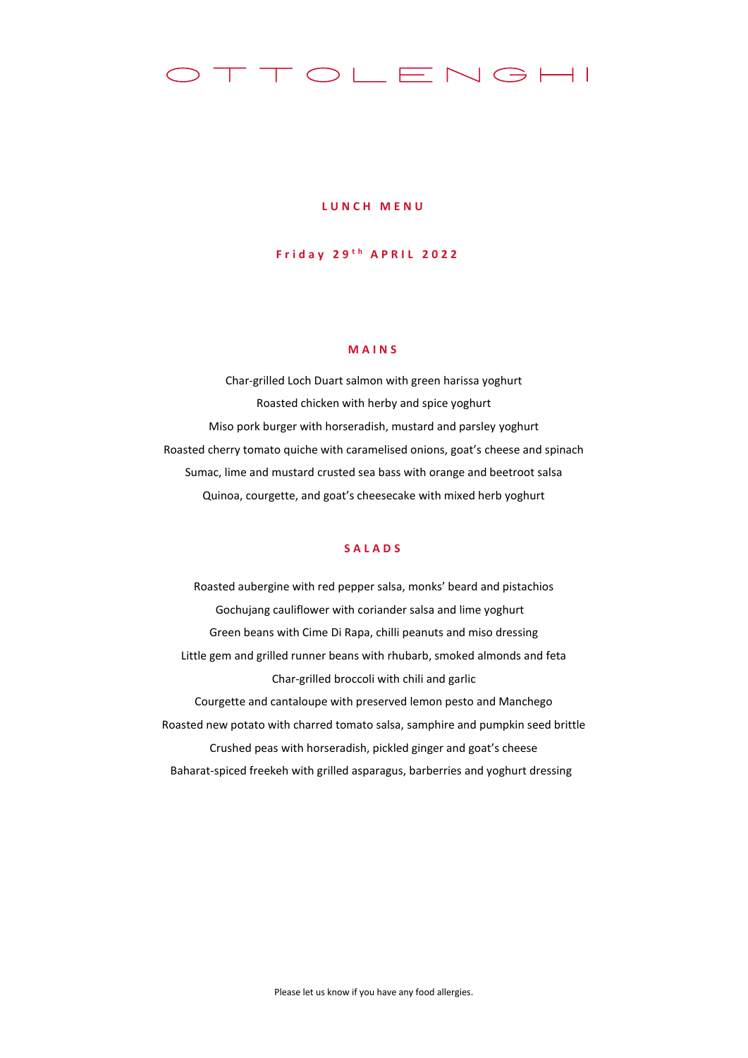# OTTOLENGHI

## LUNCH MENU

### Friday 29th APRIL 2022

## MAINS

Char-grilled Loch Duart salmon with green harissa yoghurt

Roasted chicken with herby and spice yoghurt

Miso pork burger with horseradish, mustard and parsley yoghurt

Roasted cherry tomato quiche with caramelised onions, goat's cheese and spinach

Sumac, lime and mustard crusted sea bass with orange and beetroot salsa

Quinoa, courgette, and goat's cheesecake with mixed herb yoghurt

## SALADS

Roasted aubergine with red pepper salsa, monks' beard and pistachios

Gochujang cauliflower with coriander salsa and lime yoghurt

Green beans with Cime Di Rapa, chilli peanuts and miso dressing

Little gem and grilled runner beans with rhubarb, smoked almonds and feta

Char-grilled broccoli with chili and garlic

Courgette and cantaloupe with preserved lemon pesto and Manchego

Roasted new potato with charred tomato salsa, samphire and pumpkin seed brittle

Crushed peas with horseradish, pickled ginger and goat's cheese

Baharat-spiced freekeh with grilled asparagus, barberries and yoghurt dressing

Please let us know if you have any food allergies.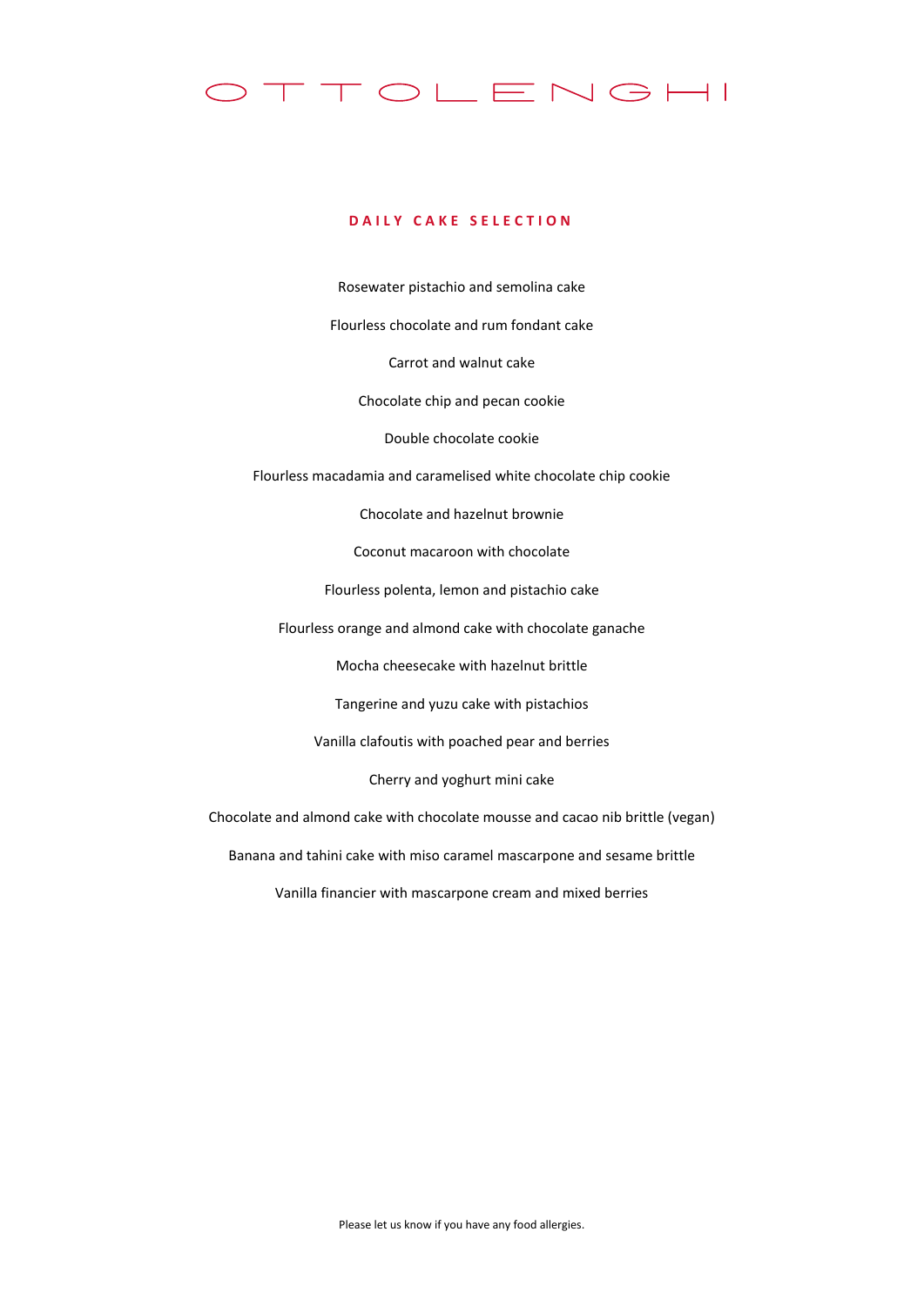# OTTOLENGHI

## DAILY CAKE SELECTION

Rosewater pistachio and semolina cake

Flourless chocolate and rum fondant cake

Carrot and walnut cake

Chocolate chip and pecan cookie

Double chocolate cookie

Flourless macadamia and caramelised white chocolate chip cookie

Chocolate and hazelnut brownie

Coconut macaroon with chocolate

Flourless polenta, lemon and pistachio cake

Flourless orange and almond cake with chocolate ganache

Mocha cheesecake with hazelnut brittle

Tangerine and yuzu cake with pistachios

Vanilla clafoutis with poached pear and berries

Cherry and yoghurt mini cake

Chocolate and almond cake with chocolate mousse and cacao nib brittle (vegan)

Banana and tahini cake with miso caramel mascarpone and sesame brittle

Vanilla financier with mascarpone cream and mixed berries

Please let us know if you have any food allergies.